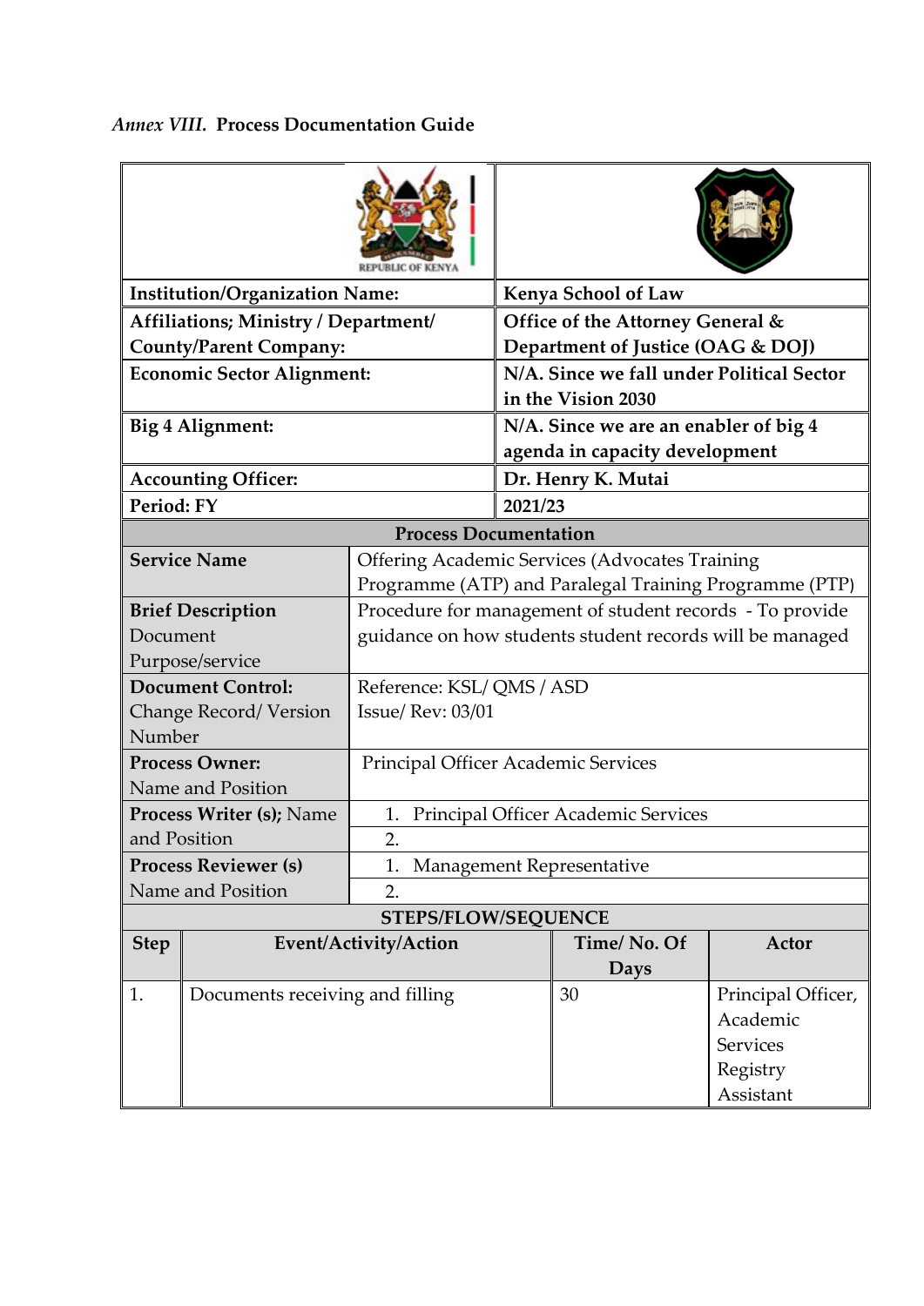*Annex VIII.* **Process Documentation Guide**

| | |
|---|---|
| **Institution/Organization Name:** | **Kenya School of Law** |
| **Affiliations; Ministry / Department/ County/Parent Company:** | **Office of the Attorney General & Department of Justice (OAG & DOJ)** |
| **Economic Sector Alignment:** | **N/A. Since we fall under Political Sector in the Vision 2030** |
| **Big 4 Alignment:** | **N/A. Since we are an enabler of big 4 agenda in capacity development** |
| **Accounting Officer:** | **Dr. Henry K. Mutai** |
| **Period: FY** | **2021/23** |

**Process Documentation**

| | |
|---|---|
| **Service Name** | Offering Academic Services (Advocates Training Programme (ATP) and Paralegal Training Programme (PTP) |
| **Brief Description** Document Purpose/service | Procedure for management of student records - To provide guidance on how students student records will be managed |
| **Document Control:** Change Record/ Version Number | Reference: KSL/ QMS / ASD<br>Issue/ Rev: 03/01 |
| **Process Owner:** Name and Position | Principal Officer Academic Services |
| **Process Writer (s);** Name and Position | 1. Principal Officer Academic Services<br>2. |
| **Process Reviewer (s)** Name and Position | 1. Management Representative<br>2. |

**STEPS/FLOW/SEQUENCE**

| Step | Event/Activity/Action | Time/ No. Of Days | Actor |
|---|---|---|---|
| 1. | Documents receiving and filling | 30 | Principal Officer, Academic Services Registry Assistant |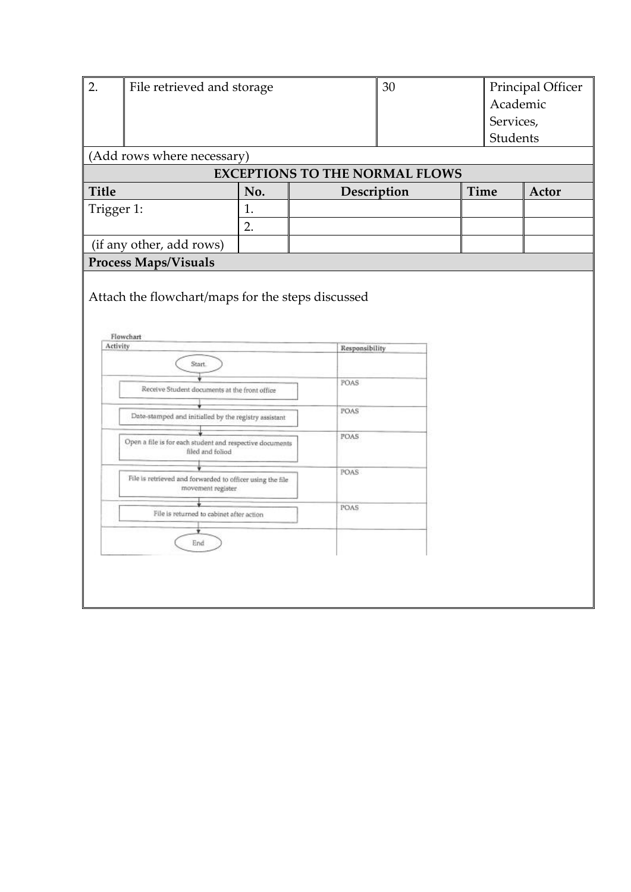| | | | |
|---|---|---|---|
| 2. | File retrieved and storage | 30 | Principal Officer Academic Services, Students |

(Add rows where necessary)

**EXCEPTIONS TO THE NORMAL FLOWS**

| Title | No. | Description | Time | Actor |
|---|---|---|---|---|
| Trigger 1: | 1. | | | |
| | 2. | | | |
| (if any other, add rows) | | | | |

**Process Maps/Visuals**

Attach the flowchart/maps for the steps discussed

Flowchart

Activity

Responsibility

Start

Receive Student documents at the front office

POAS

Date-stamped and initialled by the registry assistant

POAS

Open a file is for each student and respective documents filed and foliod

POAS

File is retrieved and forwarded to officer using the file movement register

POAS

File is returned to cabinet after action

POAS

End